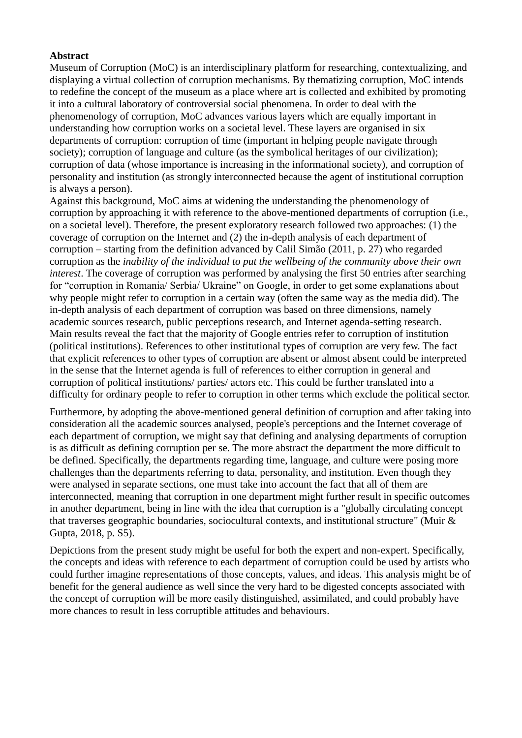**Abstract**

Museum of Corruption (MoC) is an interdisciplinary platform for researching, contextualizing, and displaying a virtual collection of corruption mechanisms. By thematizing corruption, MoC intends to redefine the concept of the museum as a place where art is collected and exhibited by promoting it into a cultural laboratory of controversial social phenomena. In order to deal with the phenomenology of corruption, MoC advances various layers which are equally important in understanding how corruption works on a societal level. These layers are organised in six departments of corruption: corruption of time (important in helping people navigate through society); corruption of language and culture (as the symbolical heritages of our civilization); corruption of data (whose importance is increasing in the informational society), and corruption of personality and institution (as strongly interconnected because the agent of institutional corruption is always a person).

Against this background, MoC aims at widening the understanding the phenomenology of corruption by approaching it with reference to the above-mentioned departments of corruption (i.e., on a societal level). Therefore, the present exploratory research followed two approaches: (1) the coverage of corruption on the Internet and (2) the in-depth analysis of each department of corruption – starting from the definition advanced by Calil Simão (2011, p. 27) who regarded corruption as the *inability of the individual to put the wellbeing of the community above their own interest*. The coverage of corruption was performed by analysing the first 50 entries after searching for "corruption in Romania/ Serbia/ Ukraine" on Google, in order to get some explanations about why people might refer to corruption in a certain way (often the same way as the media did). The in-depth analysis of each department of corruption was based on three dimensions, namely academic sources research, public perceptions research, and Internet agenda-setting research. Main results reveal the fact that the majority of Google entries refer to corruption of institution (political institutions). References to other institutional types of corruption are very few. The fact that explicit references to other types of corruption are absent or almost absent could be interpreted in the sense that the Internet agenda is full of references to either corruption in general and corruption of political institutions/ parties/ actors etc. This could be further translated into a difficulty for ordinary people to refer to corruption in other terms which exclude the political sector.

Furthermore, by adopting the above-mentioned general definition of corruption and after taking into consideration all the academic sources analysed, people's perceptions and the Internet coverage of each department of corruption, we might say that defining and analysing departments of corruption is as difficult as defining corruption per se. The more abstract the department the more difficult to be defined. Specifically, the departments regarding time, language, and culture were posing more challenges than the departments referring to data, personality, and institution. Even though they were analysed in separate sections, one must take into account the fact that all of them are interconnected, meaning that corruption in one department might further result in specific outcomes in another department, being in line with the idea that corruption is a "globally circulating concept that traverses geographic boundaries, sociocultural contexts, and institutional structure" (Muir & Gupta, 2018, p. S5).

Depictions from the present study might be useful for both the expert and non-expert. Specifically, the concepts and ideas with reference to each department of corruption could be used by artists who could further imagine representations of those concepts, values, and ideas. This analysis might be of benefit for the general audience as well since the very hard to be digested concepts associated with the concept of corruption will be more easily distinguished, assimilated, and could probably have more chances to result in less corruptible attitudes and behaviours.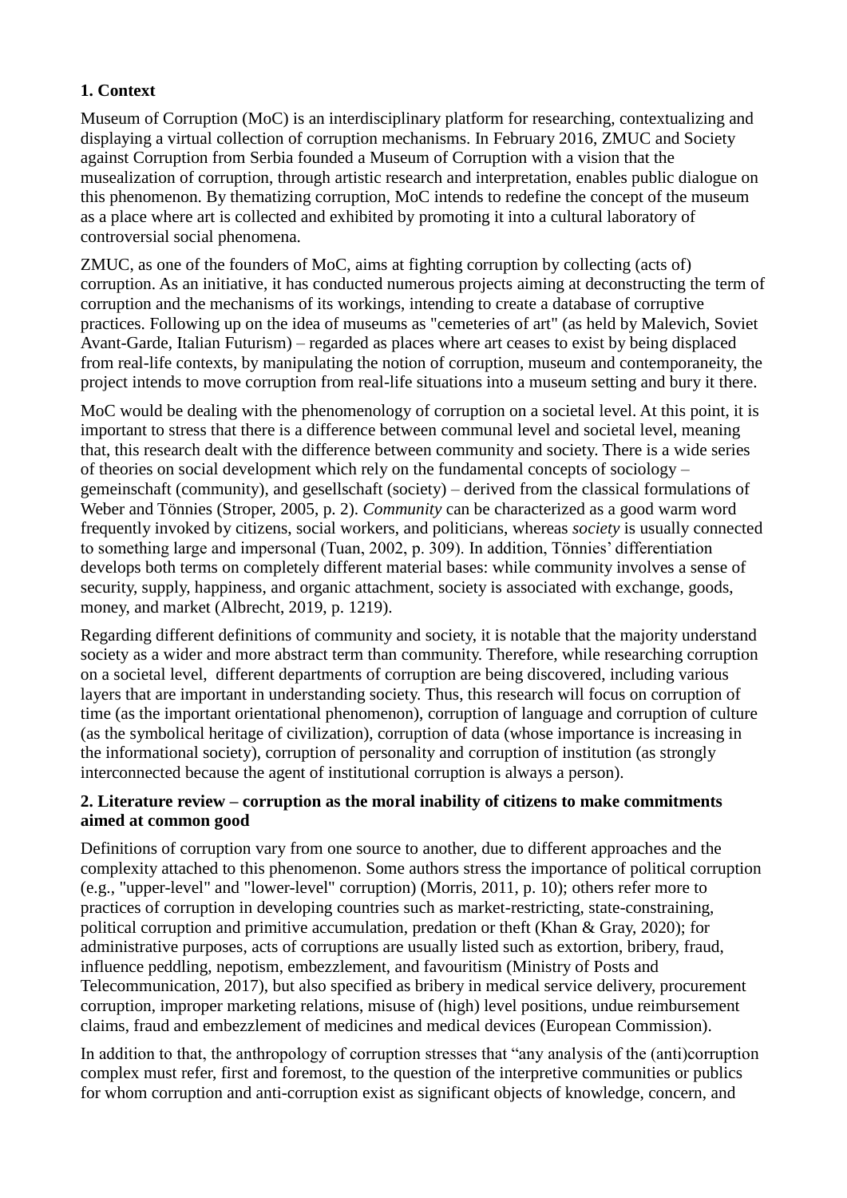## 1. Context

Museum of Corruption (MoC) is an interdisciplinary platform for researching, contextualizing and displaying a virtual collection of corruption mechanisms. In February 2016, ZMUC and Society against Corruption from Serbia founded a Museum of Corruption with a vision that the musealization of corruption, through artistic research and interpretation, enables public dialogue on this phenomenon. By thematizing corruption, MoC intends to redefine the concept of the museum as a place where art is collected and exhibited by promoting it into a cultural laboratory of controversial social phenomena.

ZMUC, as one of the founders of MoC, aims at fighting corruption by collecting (acts of) corruption. As an initiative, it has conducted numerous projects aiming at deconstructing the term of corruption and the mechanisms of its workings, intending to create a database of corruptive practices. Following up on the idea of museums as "cemeteries of art" (as held by Malevich, Soviet Avant-Garde, Italian Futurism) – regarded as places where art ceases to exist by being displaced from real-life contexts, by manipulating the notion of corruption, museum and contemporaneity, the project intends to move corruption from real-life situations into a museum setting and bury it there.

MoC would be dealing with the phenomenology of corruption on a societal level. At this point, it is important to stress that there is a difference between communal level and societal level, meaning that, this research dealt with the difference between community and society. There is a wide series of theories on social development which rely on the fundamental concepts of sociology – gemeinschaft (community), and gesellschaft (society) – derived from the classical formulations of Weber and Tönnies (Stroper, 2005, p. 2). *Community* can be characterized as a good warm word frequently invoked by citizens, social workers, and politicians, whereas *society* is usually connected to something large and impersonal (Tuan, 2002, p. 309). In addition, Tönnies' differentiation develops both terms on completely different material bases: while community involves a sense of security, supply, happiness, and organic attachment, society is associated with exchange, goods, money, and market (Albrecht, 2019, p. 1219).

Regarding different definitions of community and society, it is notable that the majority understand society as a wider and more abstract term than community. Therefore, while researching corruption on a societal level, different departments of corruption are being discovered, including various layers that are important in understanding society. Thus, this research will focus on corruption of time (as the important orientational phenomenon), corruption of language and corruption of culture (as the symbolical heritage of civilization), corruption of data (whose importance is increasing in the informational society), corruption of personality and corruption of institution (as strongly interconnected because the agent of institutional corruption is always a person).

## 2. Literature review – corruption as the moral inability of citizens to make commitments aimed at common good

Definitions of corruption vary from one source to another, due to different approaches and the complexity attached to this phenomenon. Some authors stress the importance of political corruption (e.g., "upper-level" and "lower-level" corruption) (Morris, 2011, p. 10); others refer more to practices of corruption in developing countries such as market-restricting, state-constraining, political corruption and primitive accumulation, predation or theft (Khan & Gray, 2020); for administrative purposes, acts of corruptions are usually listed such as extortion, bribery, fraud, influence peddling, nepotism, embezzlement, and favouritism (Ministry of Posts and Telecommunication, 2017), but also specified as bribery in medical service delivery, procurement corruption, improper marketing relations, misuse of (high) level positions, undue reimbursement claims, fraud and embezzlement of medicines and medical devices (European Commission).

In addition to that, the anthropology of corruption stresses that "any analysis of the (anti)corruption complex must refer, first and foremost, to the question of the interpretive communities or publics for whom corruption and anti-corruption exist as significant objects of knowledge, concern, and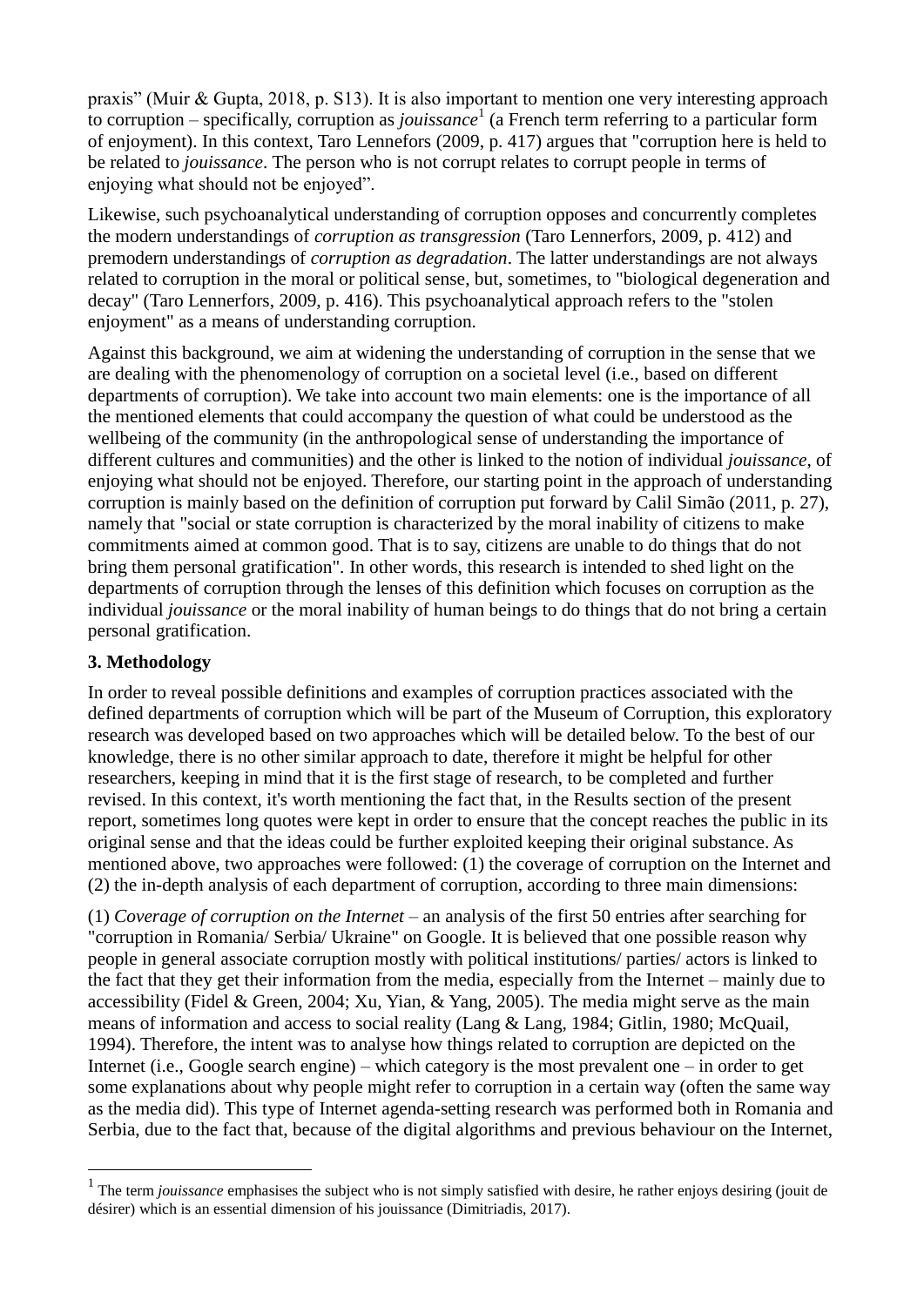praxis" (Muir & Gupta, 2018, p. S13). It is also important to mention one very interesting approach to corruption – specifically, corruption as *jouissance*[1] (a French term referring to a particular form of enjoyment). In this context, Taro Lennefors (2009, p. 417) argues that "corruption here is held to be related to *jouissance*. The person who is not corrupt relates to corrupt people in terms of enjoying what should not be enjoyed".

Likewise, such psychoanalytical understanding of corruption opposes and concurrently completes the modern understandings of *corruption as transgression* (Taro Lennerfors, 2009, p. 412) and premodern understandings of *corruption as degradation*. The latter understandings are not always related to corruption in the moral or political sense, but, sometimes, to "biological degeneration and decay" (Taro Lennerfors, 2009, p. 416). This psychoanalytical approach refers to the "stolen enjoyment" as a means of understanding corruption.

Against this background, we aim at widening the understanding of corruption in the sense that we are dealing with the phenomenology of corruption on a societal level (i.e., based on different departments of corruption). We take into account two main elements: one is the importance of all the mentioned elements that could accompany the question of what could be understood as the wellbeing of the community (in the anthropological sense of understanding the importance of different cultures and communities) and the other is linked to the notion of individual *jouissance*, of enjoying what should not be enjoyed. Therefore, our starting point in the approach of understanding corruption is mainly based on the definition of corruption put forward by Calil Simão (2011, p. 27), namely that "social or state corruption is characterized by the moral inability of citizens to make commitments aimed at common good. That is to say, citizens are unable to do things that do not bring them personal gratification". In other words, this research is intended to shed light on the departments of corruption through the lenses of this definition which focuses on corruption as the individual *jouissance* or the moral inability of human beings to do things that do not bring a certain personal gratification.

## 3. Methodology

In order to reveal possible definitions and examples of corruption practices associated with the defined departments of corruption which will be part of the Museum of Corruption, this exploratory research was developed based on two approaches which will be detailed below. To the best of our knowledge, there is no other similar approach to date, therefore it might be helpful for other researchers, keeping in mind that it is the first stage of research, to be completed and further revised. In this context, it's worth mentioning the fact that, in the Results section of the present report, sometimes long quotes were kept in order to ensure that the concept reaches the public in its original sense and that the ideas could be further exploited keeping their original substance. As mentioned above, two approaches were followed: (1) the coverage of corruption on the Internet and (2) the in-depth analysis of each department of corruption, according to three main dimensions:

(1) *Coverage of corruption on the Internet* – an analysis of the first 50 entries after searching for "corruption in Romania/ Serbia/ Ukraine" on Google. It is believed that one possible reason why people in general associate corruption mostly with political institutions/ parties/ actors is linked to the fact that they get their information from the media, especially from the Internet – mainly due to accessibility (Fidel & Green, 2004; Xu, Yian, & Yang, 2005). The media might serve as the main means of information and access to social reality (Lang & Lang, 1984; Gitlin, 1980; McQuail, 1994). Therefore, the intent was to analyse how things related to corruption are depicted on the Internet (i.e., Google search engine) – which category is the most prevalent one – in order to get some explanations about why people might refer to corruption in a certain way (often the same way as the media did). This type of Internet agenda-setting research was performed both in Romania and Serbia, due to the fact that, because of the digital algorithms and previous behaviour on the Internet,

---

[1] The term *jouissance* emphasises the subject who is not simply satisfied with desire, he rather enjoys desiring (jouit de désirer) which is an essential dimension of his jouissance (Dimitriadis, 2017).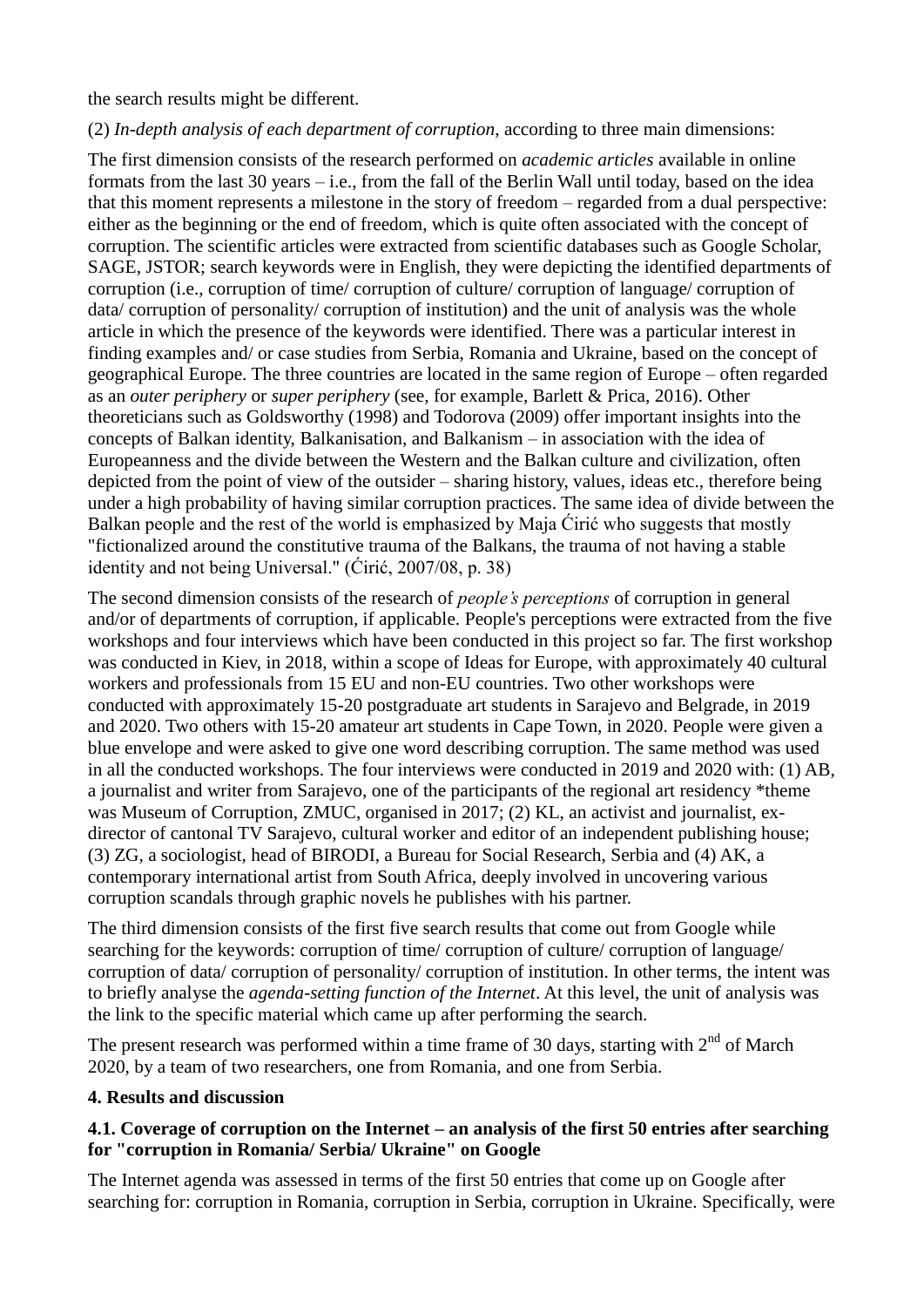the search results might be different.

(2) *In-depth analysis of each department of corruption*, according to three main dimensions:

The first dimension consists of the research performed on *academic articles* available in online formats from the last 30 years – i.e., from the fall of the Berlin Wall until today, based on the idea that this moment represents a milestone in the story of freedom – regarded from a dual perspective: either as the beginning or the end of freedom, which is quite often associated with the concept of corruption. The scientific articles were extracted from scientific databases such as Google Scholar, SAGE, JSTOR; search keywords were in English, they were depicting the identified departments of corruption (i.e., corruption of time/ corruption of culture/ corruption of language/ corruption of data/ corruption of personality/ corruption of institution) and the unit of analysis was the whole article in which the presence of the keywords were identified. There was a particular interest in finding examples and/ or case studies from Serbia, Romania and Ukraine, based on the concept of geographical Europe. The three countries are located in the same region of Europe – often regarded as an *outer periphery* or *super periphery* (see, for example, Barlett & Prica, 2016). Other theoreticians such as Goldsworthy (1998) and Todorova (2009) offer important insights into the concepts of Balkan identity, Balkanisation, and Balkanism – in association with the idea of Europeanness and the divide between the Western and the Balkan culture and civilization, often depicted from the point of view of the outsider – sharing history, values, ideas etc., therefore being under a high probability of having similar corruption practices. The same idea of divide between the Balkan people and the rest of the world is emphasized by Maja Ćirić who suggests that mostly "fictionalized around the constitutive trauma of the Balkans, the trauma of not having a stable identity and not being Universal." (Ćirić, 2007/08, p. 38)

The second dimension consists of the research of *people's perceptions* of corruption in general and/or of departments of corruption, if applicable. People's perceptions were extracted from the five workshops and four interviews which have been conducted in this project so far. The first workshop was conducted in Kiev, in 2018, within a scope of Ideas for Europe, with approximately 40 cultural workers and professionals from 15 EU and non-EU countries. Two other workshops were conducted with approximately 15-20 postgraduate art students in Sarajevo and Belgrade, in 2019 and 2020. Two others with 15-20 amateur art students in Cape Town, in 2020. People were given a blue envelope and were asked to give one word describing corruption. The same method was used in all the conducted workshops. The four interviews were conducted in 2019 and 2020 with: (1) AB, a journalist and writer from Sarajevo, one of the participants of the regional art residency *theme was Museum of Corruption, ZMUC, organised in 2017; (2) KL, an activist and journalist, ex-director of cantonal TV Sarajevo, cultural worker and editor of an independent publishing house; (3) ZG, a sociologist, head of BIRODI, a Bureau for Social Research, Serbia and (4) AK, a contemporary international artist from South Africa, deeply involved in uncovering various corruption scandals through graphic novels he publishes with his partner.

The third dimension consists of the first five search results that come out from Google while searching for the keywords: corruption of time/ corruption of culture/ corruption of language/ corruption of data/ corruption of personality/ corruption of institution. In other terms, the intent was to briefly analyse the *agenda-setting function of the Internet*. At this level, the unit of analysis was the link to the specific material which came up after performing the search.

The present research was performed within a time frame of 30 days, starting with 2nd of March 2020, by a team of two researchers, one from Romania, and one from Serbia.

## 4. Results and discussion

### 4.1. Coverage of corruption on the Internet – an analysis of the first 50 entries after searching for "corruption in Romania/ Serbia/ Ukraine" on Google

The Internet agenda was assessed in terms of the first 50 entries that come up on Google after searching for: corruption in Romania, corruption in Serbia, corruption in Ukraine. Specifically, were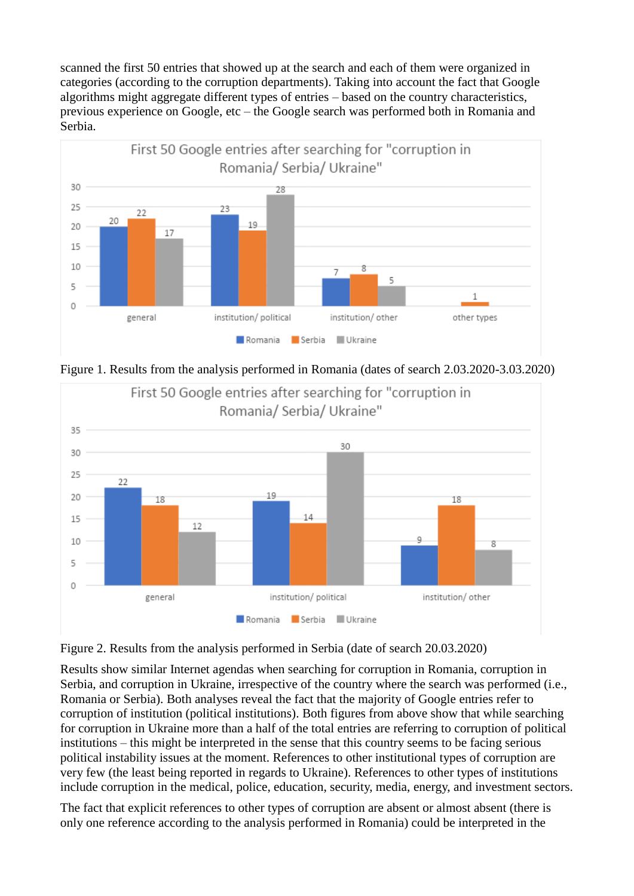scanned the first 50 entries that showed up at the search and each of them were organized in categories (according to the corruption departments). Taking into account the fact that Google algorithms might aggregate different types of entries – based on the country characteristics, previous experience on Google, etc – the Google search was performed both in Romania and Serbia.

**First 50 Google entries after searching for "corruption in Romania/ Serbia/ Ukraine"**

| | Romania | Serbia | Ukraine |
|---|---|---|---|
| general | 20 | 22 | 17 |
| institution/ political | 23 | 19 | 28 |
| institution/ other | 7 | 8 | 5 |
| other types | | 1 | |

Figure 1. Results from the analysis performed in Romania (dates of search 2.03.2020-3.03.2020)

**First 50 Google entries after searching for "corruption in Romania/ Serbia/ Ukraine"**

| | Romania | Serbia | Ukraine |
|---|---|---|---|
| general | 22 | 18 | 12 |
| institution/ political | 19 | 14 | 30 |
| institution/ other | 9 | 18 | 8 |

Figure 2. Results from the analysis performed in Serbia (date of search 20.03.2020)

Results show similar Internet agendas when searching for corruption in Romania, corruption in Serbia, and corruption in Ukraine, irrespective of the country where the search was performed (i.e., Romania or Serbia). Both analyses reveal the fact that the majority of Google entries refer to corruption of institution (political institutions). Both figures from above show that while searching for corruption in Ukraine more than a half of the total entries are referring to corruption of political institutions – this might be interpreted in the sense that this country seems to be facing serious political instability issues at the moment. References to other institutional types of corruption are very few (the least being reported in regards to Ukraine). References to other types of institutions include corruption in the medical, police, education, security, media, energy, and investment sectors.

The fact that explicit references to other types of corruption are absent or almost absent (there is only one reference according to the analysis performed in Romania) could be interpreted in the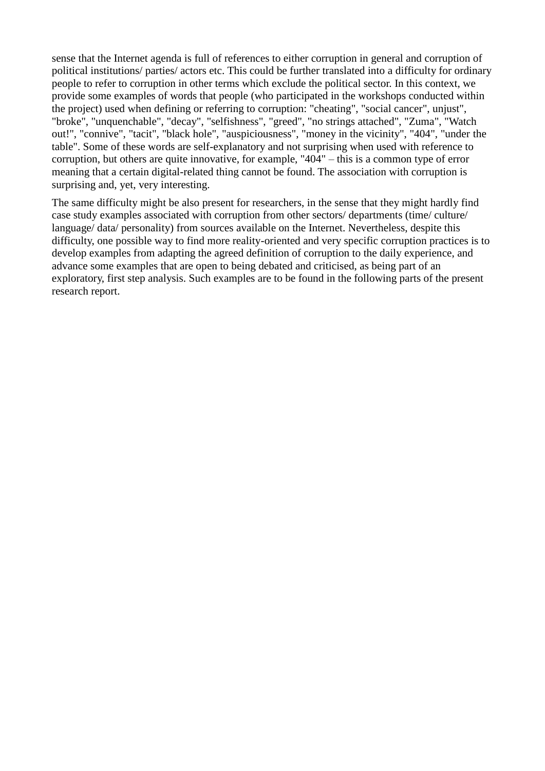sense that the Internet agenda is full of references to either corruption in general and corruption of political institutions/ parties/ actors etc. This could be further translated into a difficulty for ordinary people to refer to corruption in other terms which exclude the political sector. In this context, we provide some examples of words that people (who participated in the workshops conducted within the project) used when defining or referring to corruption: "cheating", "social cancer", unjust", "broke", "unquenchable", "decay", "selfishness", "greed", "no strings attached", "Zuma", "Watch out!", "connive", "tacit", "black hole", "auspiciousness", "money in the vicinity", "404", "under the table". Some of these words are self-explanatory and not surprising when used with reference to corruption, but others are quite innovative, for example, "404" – this is a common type of error meaning that a certain digital-related thing cannot be found. The association with corruption is surprising and, yet, very interesting.

The same difficulty might be also present for researchers, in the sense that they might hardly find case study examples associated with corruption from other sectors/ departments (time/ culture/ language/ data/ personality) from sources available on the Internet. Nevertheless, despite this difficulty, one possible way to find more reality-oriented and very specific corruption practices is to develop examples from adapting the agreed definition of corruption to the daily experience, and advance some examples that are open to being debated and criticised, as being part of an exploratory, first step analysis. Such examples are to be found in the following parts of the present research report.